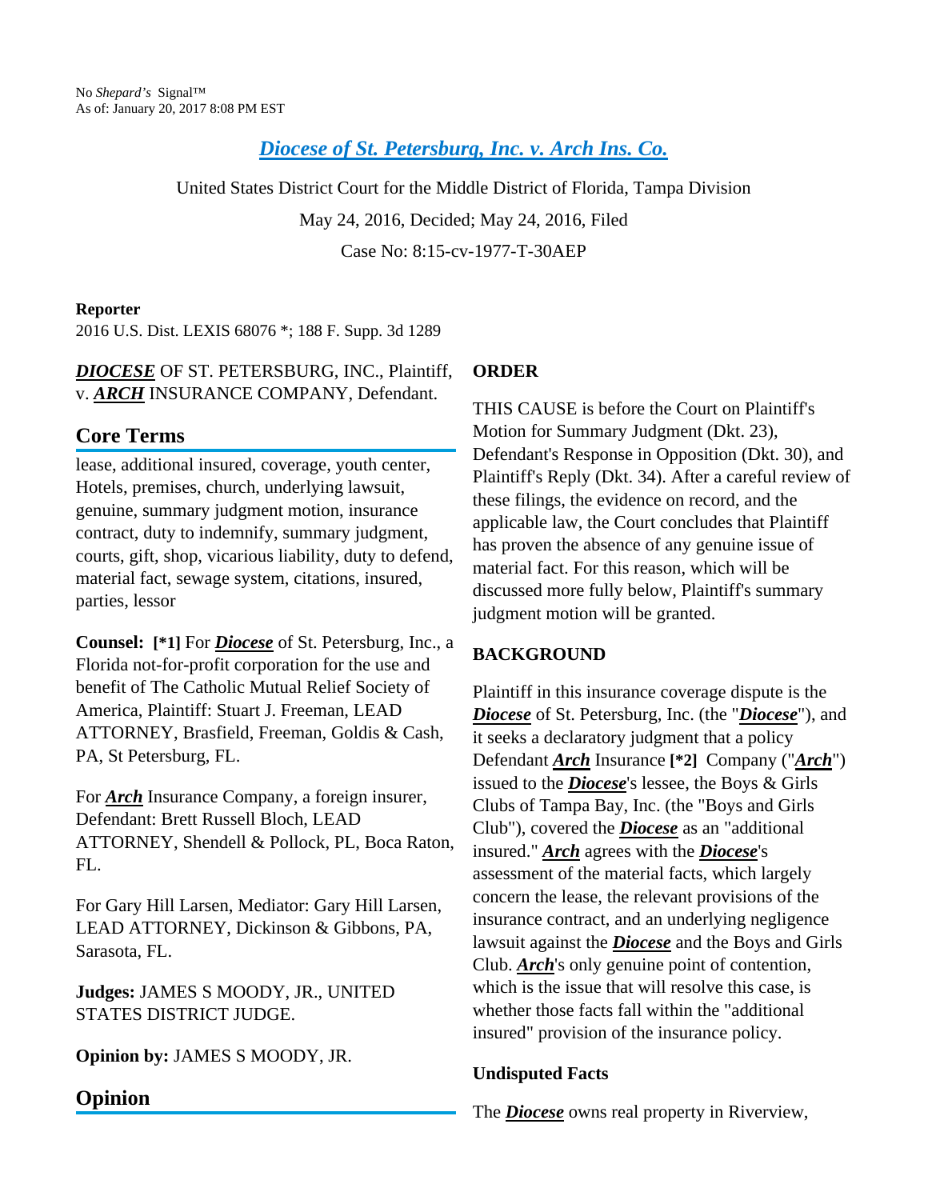No *Shepard's* Signal™
As of: January 20, 2017 8:08 PM EST

# *Diocese of St. Petersburg, Inc. v. Arch Ins. Co.*

United States District Court for the Middle District of Florida, Tampa Division

May 24, 2016, Decided; May 24, 2016, Filed

Case No: 8:15-cv-1977-T-30AEP

**Reporter**

2016 U.S. Dist. LEXIS 68076 *; 188 F. Supp. 3d 1289

***DIOCESE*** OF ST. PETERSBURG, INC., Plaintiff, v. ***ARCH*** INSURANCE COMPANY, Defendant.

## Core Terms

lease, additional insured, coverage, youth center, Hotels, premises, church, underlying lawsuit, genuine, summary judgment motion, insurance contract, duty to indemnify, summary judgment, courts, gift, shop, vicarious liability, duty to defend, material fact, sewage system, citations, insured, parties, lessor

**Counsel:** **[*1]** For ***Diocese*** of St. Petersburg, Inc., a Florida not-for-profit corporation for the use and benefit of The Catholic Mutual Relief Society of America, Plaintiff: Stuart J. Freeman, LEAD ATTORNEY, Brasfield, Freeman, Goldis & Cash, PA, St Petersburg, FL.

For ***Arch*** Insurance Company, a foreign insurer, Defendant: Brett Russell Bloch, LEAD ATTORNEY, Shendell & Pollock, PL, Boca Raton, FL.

For Gary Hill Larsen, Mediator: Gary Hill Larsen, LEAD ATTORNEY, Dickinson & Gibbons, PA, Sarasota, FL.

**Judges:** JAMES S MOODY, JR., UNITED STATES DISTRICT JUDGE.

**Opinion by:** JAMES S MOODY, JR.

## Opinion

**ORDER**

THIS CAUSE is before the Court on Plaintiff's Motion for Summary Judgment (Dkt. 23), Defendant's Response in Opposition (Dkt. 30), and Plaintiff's Reply (Dkt. 34). After a careful review of these filings, the evidence on record, and the applicable law, the Court concludes that Plaintiff has proven the absence of any genuine issue of material fact. For this reason, which will be discussed more fully below, Plaintiff's summary judgment motion will be granted.

**BACKGROUND**

Plaintiff in this insurance coverage dispute is the ***Diocese*** of St. Petersburg, Inc. (the "***Diocese***"), and it seeks a declaratory judgment that a policy Defendant ***Arch*** Insurance **[*2]** Company ("***Arch***") issued to the ***Diocese***'s lessee, the Boys & Girls Clubs of Tampa Bay, Inc. (the "Boys and Girls Club"), covered the ***Diocese*** as an "additional insured." ***Arch*** agrees with the ***Diocese***'s assessment of the material facts, which largely concern the lease, the relevant provisions of the insurance contract, and an underlying negligence lawsuit against the ***Diocese*** and the Boys and Girls Club. ***Arch***'s only genuine point of contention, which is the issue that will resolve this case, is whether those facts fall within the "additional insured" provision of the insurance policy.

**Undisputed Facts**

The ***Diocese*** owns real property in Riverview,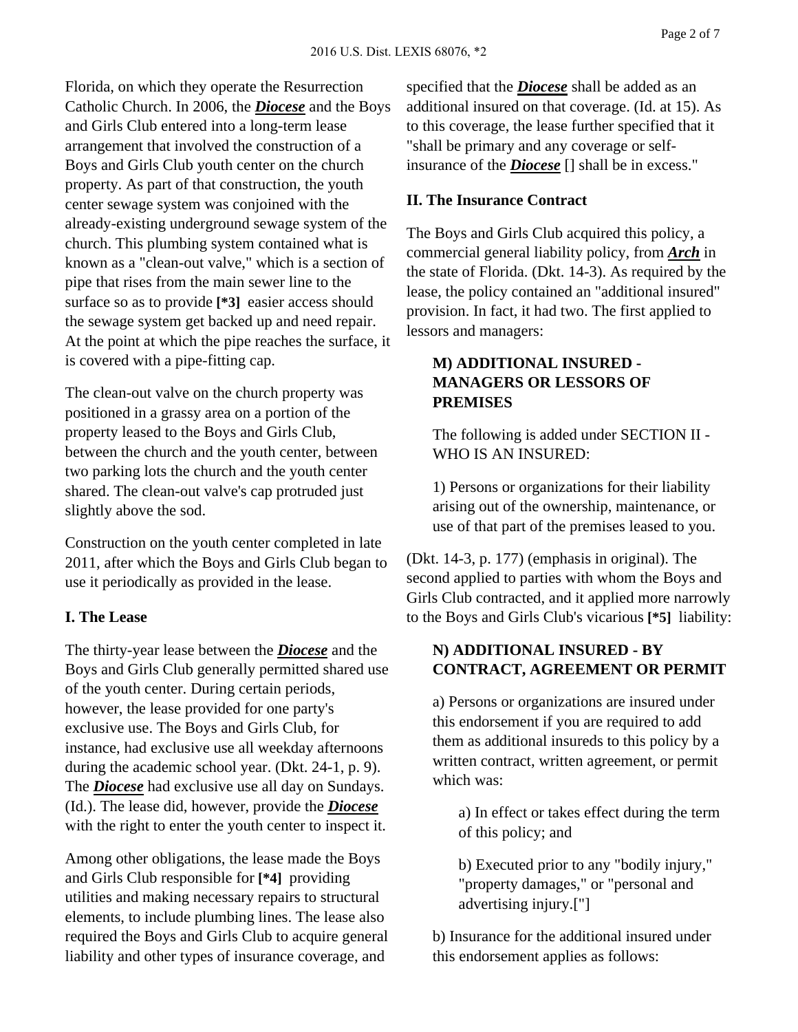Florida, on which they operate the Resurrection Catholic Church. In 2006, the ***Diocese*** and the Boys and Girls Club entered into a long-term lease arrangement that involved the construction of a Boys and Girls Club youth center on the church property. As part of that construction, the youth center sewage system was conjoined with the already-existing underground sewage system of the church. This plumbing system contained what is known as a "clean-out valve," which is a section of pipe that rises from the main sewer line to the surface so as to provide **[*3]** easier access should the sewage system get backed up and need repair. At the point at which the pipe reaches the surface, it is covered with a pipe-fitting cap.

The clean-out valve on the church property was positioned in a grassy area on a portion of the property leased to the Boys and Girls Club, between the church and the youth center, between two parking lots the church and the youth center shared. The clean-out valve's cap protruded just slightly above the sod.

Construction on the youth center completed in late 2011, after which the Boys and Girls Club began to use it periodically as provided in the lease.

## I. The Lease

The thirty-year lease between the ***Diocese*** and the Boys and Girls Club generally permitted shared use of the youth center. During certain periods, however, the lease provided for one party's exclusive use. The Boys and Girls Club, for instance, had exclusive use all weekday afternoons during the academic school year. (Dkt. 24-1, p. 9). The ***Diocese*** had exclusive use all day on Sundays. (Id.). The lease did, however, provide the ***Diocese*** with the right to enter the youth center to inspect it.

Among other obligations, the lease made the Boys and Girls Club responsible for **[*4]** providing utilities and making necessary repairs to structural elements, to include plumbing lines. The lease also required the Boys and Girls Club to acquire general liability and other types of insurance coverage, and specified that the ***Diocese*** shall be added as an additional insured on that coverage. (Id. at 15). As to this coverage, the lease further specified that it "shall be primary and any coverage or self-insurance of the ***Diocese*** [] shall be in excess."

## II. The Insurance Contract

The Boys and Girls Club acquired this policy, a commercial general liability policy, from ***Arch*** in the state of Florida. (Dkt. 14-3). As required by the lease, the policy contained an "additional insured" provision. In fact, it had two. The first applied to lessors and managers:

> **M) ADDITIONAL INSURED - MANAGERS OR LESSORS OF PREMISES**
>
> The following is added under SECTION II - WHO IS AN INSURED:
>
> 1) Persons or organizations for their liability arising out of the ownership, maintenance, or use of that part of the premises leased to you.

(Dkt. 14-3, p. 177) (emphasis in original). The second applied to parties with whom the Boys and Girls Club contracted, and it applied more narrowly to the Boys and Girls Club's vicarious **[*5]** liability:

> **N) ADDITIONAL INSURED - BY CONTRACT, AGREEMENT OR PERMIT**
>
> a) Persons or organizations are insured under this endorsement if you are required to add them as additional insureds to this policy by a written contract, written agreement, or permit which was:
>
> > a) In effect or takes effect during the term of this policy; and
> >
> > b) Executed prior to any "bodily injury," "property damages," or "personal and advertising injury.["]
>
> b) Insurance for the additional insured under this endorsement applies as follows: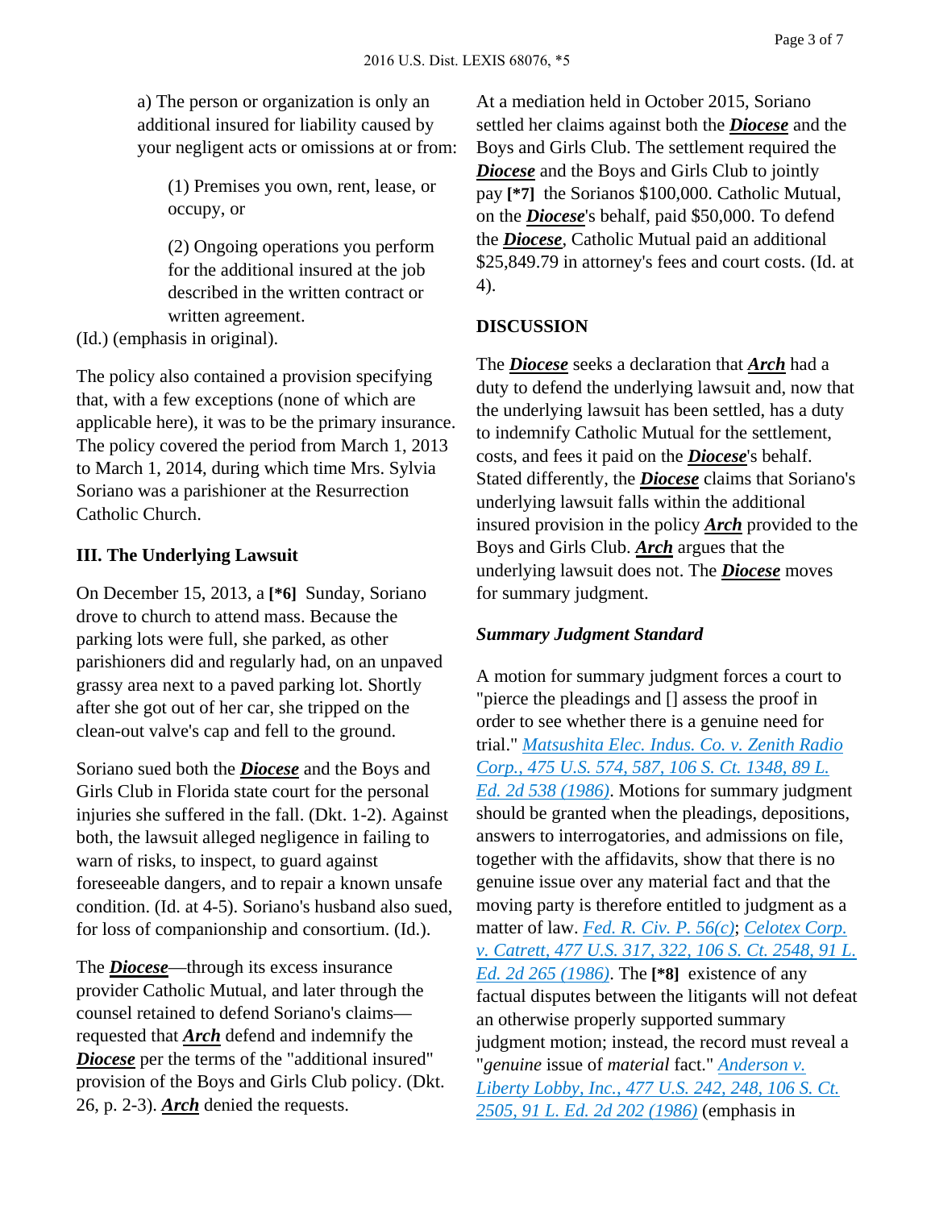a) The person or organization is only an additional insured for liability caused by your negligent acts or omissions at or from:

> (1) Premises you own, rent, lease, or occupy, or
>
> (2) Ongoing operations you perform for the additional insured at the job described in the written contract or written agreement.

(Id.) (emphasis in original).

The policy also contained a provision specifying that, with a few exceptions (none of which are applicable here), it was to be the primary insurance. The policy covered the period from March 1, 2013 to March 1, 2014, during which time Mrs. Sylvia Soriano was a parishioner at the Resurrection Catholic Church.

### III. The Underlying Lawsuit

On December 15, 2013, a **[*6]** Sunday, Soriano drove to church to attend mass. Because the parking lots were full, she parked, as other parishioners did and regularly had, on an unpaved grassy area next to a paved parking lot. Shortly after she got out of her car, she tripped on the clean-out valve's cap and fell to the ground.

Soriano sued both the ***Diocese*** and the Boys and Girls Club in Florida state court for the personal injuries she suffered in the fall. (Dkt. 1-2). Against both, the lawsuit alleged negligence in failing to warn of risks, to inspect, to guard against foreseeable dangers, and to repair a known unsafe condition. (Id. at 4-5). Soriano's husband also sued, for loss of companionship and consortium. (Id.).

The ***Diocese***—through its excess insurance provider Catholic Mutual, and later through the counsel retained to defend Soriano's claims—requested that ***Arch*** defend and indemnify the ***Diocese*** per the terms of the "additional insured" provision of the Boys and Girls Club policy. (Dkt. 26, p. 2-3). ***Arch*** denied the requests.

At a mediation held in October 2015, Soriano settled her claims against both the ***Diocese*** and the Boys and Girls Club. The settlement required the ***Diocese*** and the Boys and Girls Club to jointly pay **[*7]** the Sorianos $100,000. Catholic Mutual, on the ***Diocese***'s behalf, paid $50,000. To defend the ***Diocese***, Catholic Mutual paid an additional $25,849.79 in attorney's fees and court costs. (Id. at 4).

### DISCUSSION

The ***Diocese*** seeks a declaration that ***Arch*** had a duty to defend the underlying lawsuit and, now that the underlying lawsuit has been settled, has a duty to indemnify Catholic Mutual for the settlement, costs, and fees it paid on the ***Diocese***'s behalf. Stated differently, the ***Diocese*** claims that Soriano's underlying lawsuit falls within the additional insured provision in the policy ***Arch*** provided to the Boys and Girls Club. ***Arch*** argues that the underlying lawsuit does not. The ***Diocese*** moves for summary judgment.

#### *Summary Judgment Standard*

A motion for summary judgment forces a court to "pierce the pleadings and [] assess the proof in order to see whether there is a genuine need for trial." *Matsushita Elec. Indus. Co. v. Zenith Radio Corp., 475 U.S. 574, 587, 106 S. Ct. 1348, 89 L. Ed. 2d 538 (1986)*. Motions for summary judgment should be granted when the pleadings, depositions, answers to interrogatories, and admissions on file, together with the affidavits, show that there is no genuine issue over any material fact and that the moving party is therefore entitled to judgment as a matter of law. *Fed. R. Civ. P. 56(c)*; *Celotex Corp. v. Catrett, 477 U.S. 317, 322, 106 S. Ct. 2548, 91 L. Ed. 2d 265 (1986)*. The **[*8]** existence of any factual disputes between the litigants will not defeat an otherwise properly supported summary judgment motion; instead, the record must reveal a "*genuine* issue of *material* fact." *Anderson v. Liberty Lobby, Inc., 477 U.S. 242, 248, 106 S. Ct. 2505, 91 L. Ed. 2d 202 (1986)* (emphasis in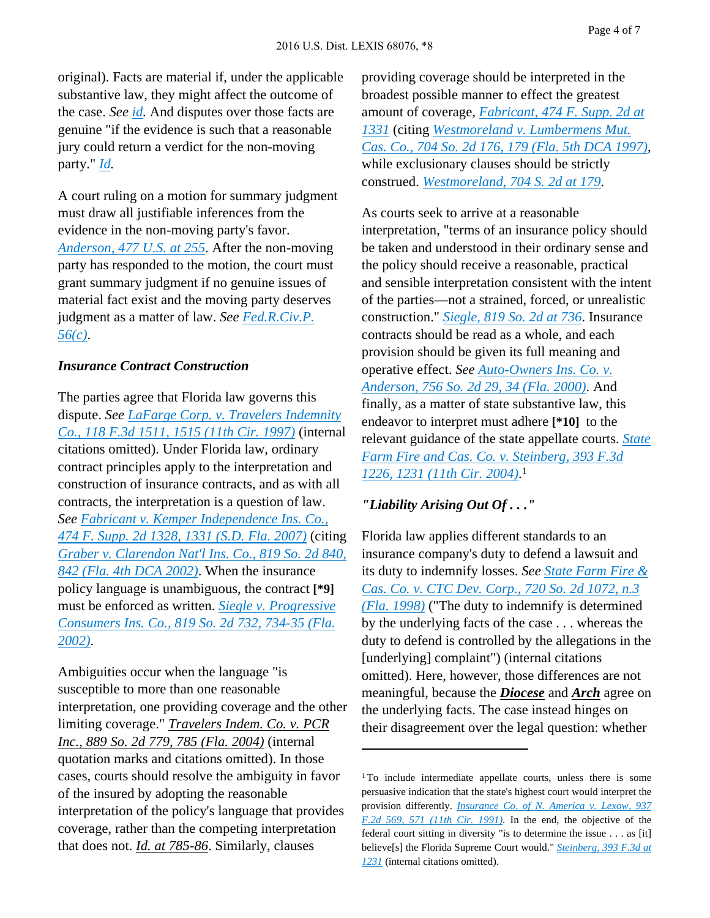original). Facts are material if, under the applicable substantive law, they might affect the outcome of the case. *See id*. And disputes over those facts are genuine "if the evidence is such that a reasonable jury could return a verdict for the non-moving party." *Id.*

A court ruling on a motion for summary judgment must draw all justifiable inferences from the evidence in the non-moving party's favor. *Anderson, 477 U.S. at 255*. After the non-moving party has responded to the motion, the court must grant summary judgment if no genuine issues of material fact exist and the moving party deserves judgment as a matter of law. *See Fed.R.Civ.P. 56(c)*.

***Insurance Contract Construction***

The parties agree that Florida law governs this dispute. *See LaFarge Corp. v. Travelers Indemnity Co., 118 F.3d 1511, 1515 (11th Cir. 1997)* (internal citations omitted). Under Florida law, ordinary contract principles apply to the interpretation and construction of insurance contracts, and as with all contracts, the interpretation is a question of law. *See Fabricant v. Kemper Independence Ins. Co., 474 F. Supp. 2d 1328, 1331 (S.D. Fla. 2007)* (citing *Graber v. Clarendon Nat'l Ins. Co., 819 So. 2d 840, 842 (Fla. 4th DCA 2002)*. When the insurance policy language is unambiguous, the contract **[*9]** must be enforced as written. *Siegle v. Progressive Consumers Ins. Co., 819 So. 2d 732, 734-35 (Fla. 2002)*.

Ambiguities occur when the language "is susceptible to more than one reasonable interpretation, one providing coverage and the other limiting coverage." *Travelers Indem. Co. v. PCR Inc., 889 So. 2d 779, 785 (Fla. 2004)* (internal quotation marks and citations omitted). In those cases, courts should resolve the ambiguity in favor of the insured by adopting the reasonable interpretation of the policy's language that provides coverage, rather than the competing interpretation that does not. *Id. at 785-86*. Similarly, clauses providing coverage should be interpreted in the broadest possible manner to effect the greatest amount of coverage, *Fabricant, 474 F. Supp. 2d at 1331* (citing *Westmoreland v. Lumbermens Mut. Cas. Co., 704 So. 2d 176, 179 (Fla. 5th DCA 1997)*, while exclusionary clauses should be strictly construed. *Westmoreland, 704 S. 2d at 179*.

As courts seek to arrive at a reasonable interpretation, "terms of an insurance policy should be taken and understood in their ordinary sense and the policy should receive a reasonable, practical and sensible interpretation consistent with the intent of the parties—not a strained, forced, or unrealistic construction." *Siegle, 819 So. 2d at 736*. Insurance contracts should be read as a whole, and each provision should be given its full meaning and operative effect. *See Auto-Owners Ins. Co. v. Anderson, 756 So. 2d 29, 34 (Fla. 2000)*. And finally, as a matter of state substantive law, this endeavor to interpret must adhere **[*10]** to the relevant guidance of the state appellate courts. *State Farm Fire and Cas. Co. v. Steinberg, 393 F.3d 1226, 1231 (11th Cir. 2004)*.[1]

***"Liability Arising Out Of . . ."***

Florida law applies different standards to an insurance company's duty to defend a lawsuit and its duty to indemnify losses. *See State Farm Fire & Cas. Co. v. CTC Dev. Corp., 720 So. 2d 1072, n.3 (Fla. 1998)* ("The duty to indemnify is determined by the underlying facts of the case . . . whereas the duty to defend is controlled by the allegations in the [underlying] complaint") (internal citations omitted). Here, however, those differences are not meaningful, because the ***Diocese*** and ***Arch*** agree on the underlying facts. The case instead hinges on their disagreement over the legal question: whether

---

[1] To include intermediate appellate courts, unless there is some persuasive indication that the state's highest court would interpret the provision differently. *Insurance Co. of N. America v. Lexow, 937 F.2d 569, 571 (11th Cir. 1991)*. In the end, the objective of the federal court sitting in diversity "is to determine the issue . . . as [it] believe[s] the Florida Supreme Court would." *Steinberg, 393 F.3d at 1231* (internal citations omitted).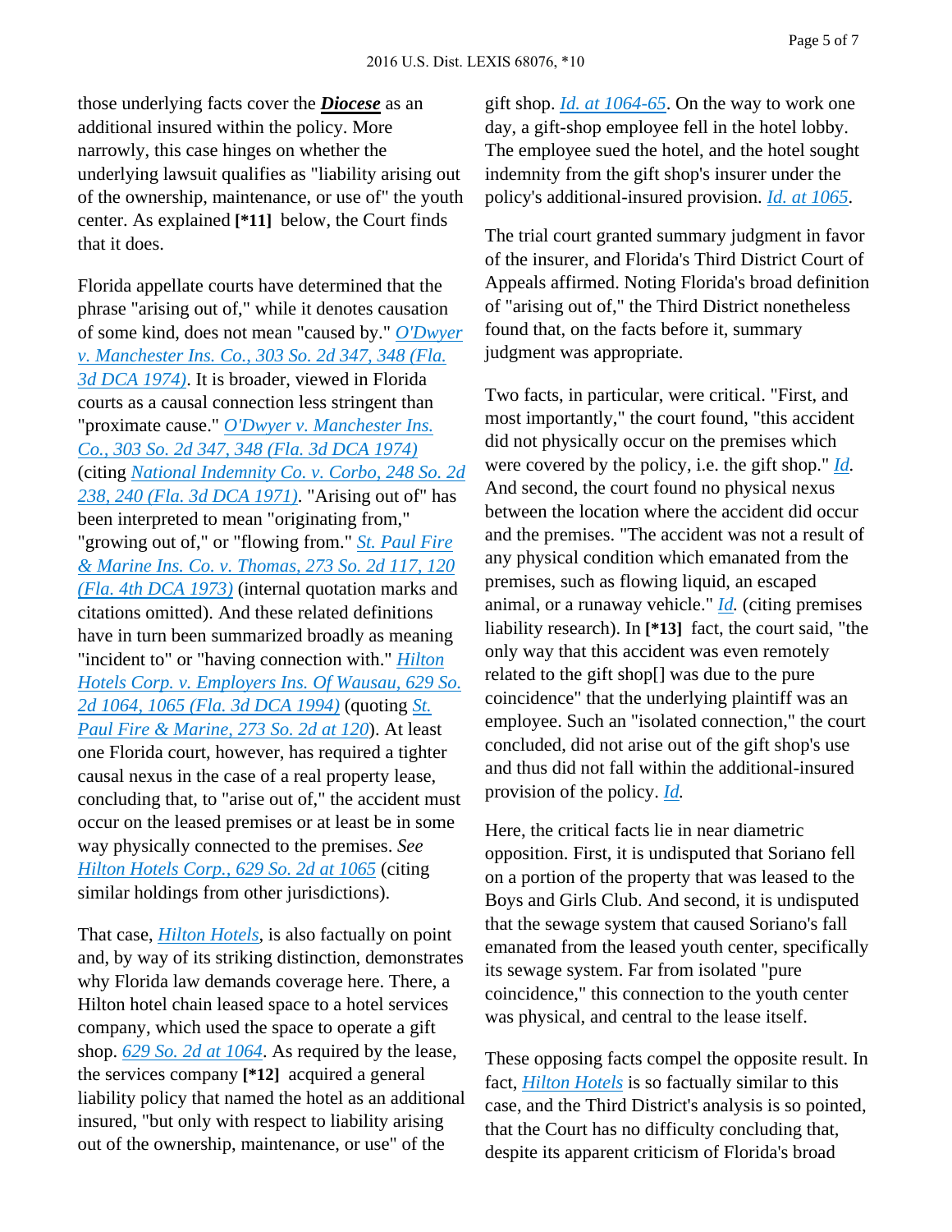those underlying facts cover the ***Diocese*** as an additional insured within the policy. More narrowly, this case hinges on whether the underlying lawsuit qualifies as "liability arising out of the ownership, maintenance, or use of" the youth center. As explained **[*11]** below, the Court finds that it does.

Florida appellate courts have determined that the phrase "arising out of," while it denotes causation of some kind, does not mean "caused by." *O'Dwyer v. Manchester Ins. Co., 303 So. 2d 347, 348 (Fla. 3d DCA 1974)*. It is broader, viewed in Florida courts as a causal connection less stringent than "proximate cause." *O'Dwyer v. Manchester Ins. Co., 303 So. 2d 347, 348 (Fla. 3d DCA 1974)* (citing *National Indemnity Co. v. Corbo, 248 So. 2d 238, 240 (Fla. 3d DCA 1971)*. "Arising out of" has been interpreted to mean "originating from," "growing out of," or "flowing from." *St. Paul Fire & Marine Ins. Co. v. Thomas, 273 So. 2d 117, 120 (Fla. 4th DCA 1973)* (internal quotation marks and citations omitted). And these related definitions have in turn been summarized broadly as meaning "incident to" or "having connection with." *Hilton Hotels Corp. v. Employers Ins. Of Wausau, 629 So. 2d 1064, 1065 (Fla. 3d DCA 1994)* (quoting *St. Paul Fire & Marine, 273 So. 2d at 120*). At least one Florida court, however, has required a tighter causal nexus in the case of a real property lease, concluding that, to "arise out of," the accident must occur on the leased premises or at least be in some way physically connected to the premises. *See Hilton Hotels Corp., 629 So. 2d at 1065* (citing similar holdings from other jurisdictions).

That case, *Hilton Hotels*, is also factually on point and, by way of its striking distinction, demonstrates why Florida law demands coverage here. There, a Hilton hotel chain leased space to a hotel services company, which used the space to operate a gift shop. *629 So. 2d at 1064*. As required by the lease, the services company **[*12]** acquired a general liability policy that named the hotel as an additional insured, "but only with respect to liability arising out of the ownership, maintenance, or use" of the gift shop. *Id. at 1064-65*. On the way to work one day, a gift-shop employee fell in the hotel lobby. The employee sued the hotel, and the hotel sought indemnity from the gift shop's insurer under the policy's additional-insured provision. *Id. at 1065*.

The trial court granted summary judgment in favor of the insurer, and Florida's Third District Court of Appeals affirmed. Noting Florida's broad definition of "arising out of," the Third District nonetheless found that, on the facts before it, summary judgment was appropriate.

Two facts, in particular, were critical. "First, and most importantly," the court found, "this accident did not physically occur on the premises which were covered by the policy, i.e. the gift shop." *Id*. And second, the court found no physical nexus between the location where the accident did occur and the premises. "The accident was not a result of any physical condition which emanated from the premises, such as flowing liquid, an escaped animal, or a runaway vehicle." *Id*. (citing premises liability research). In **[*13]** fact, the court said, "the only way that this accident was even remotely related to the gift shop[] was due to the pure coincidence" that the underlying plaintiff was an employee. Such an "isolated connection," the court concluded, did not arise out of the gift shop's use and thus did not fall within the additional-insured provision of the policy. *Id*.

Here, the critical facts lie in near diametric opposition. First, it is undisputed that Soriano fell on a portion of the property that was leased to the Boys and Girls Club. And second, it is undisputed that the sewage system that caused Soriano's fall emanated from the leased youth center, specifically its sewage system. Far from isolated "pure coincidence," this connection to the youth center was physical, and central to the lease itself.

These opposing facts compel the opposite result. In fact, *Hilton Hotels* is so factually similar to this case, and the Third District's analysis is so pointed, that the Court has no difficulty concluding that, despite its apparent criticism of Florida's broad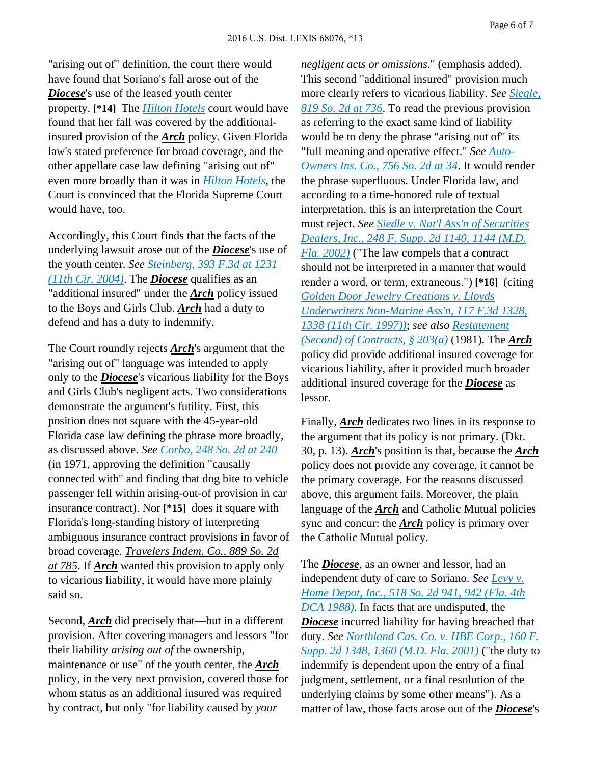"arising out of" definition, the court there would have found that Soriano's fall arose out of the ***Diocese***'s use of the leased youth center property. **[*14]** The *Hilton Hotels* court would have found that her fall was covered by the additional-insured provision of the ***Arch*** policy. Given Florida law's stated preference for broad coverage, and the other appellate case law defining "arising out of" even more broadly than it was in *Hilton Hotels*, the Court is convinced that the Florida Supreme Court would have, too.

Accordingly, this Court finds that the facts of the underlying lawsuit arose out of the ***Diocese***'s use of the youth center. *See Steinberg, 393 F.3d at 1231 (11th Cir. 2004)*. The ***Diocese*** qualifies as an "additional insured" under the ***Arch*** policy issued to the Boys and Girls Club. ***Arch*** had a duty to defend and has a duty to indemnify.

The Court roundly rejects ***Arch***'s argument that the "arising out of" language was intended to apply only to the ***Diocese***'s vicarious liability for the Boys and Girls Club's negligent acts. Two considerations demonstrate the argument's futility. First, this position does not square with the 45-year-old Florida case law defining the phrase more broadly, as discussed above. *See Corbo, 248 So. 2d at 240* (in 1971, approving the definition "causally connected with" and finding that dog bite to vehicle passenger fell within arising-out-of provision in car insurance contract). Nor **[*15]** does it square with Florida's long-standing history of interpreting ambiguous insurance contract provisions in favor of broad coverage. *Travelers Indem. Co., 889 So. 2d at 785*. If ***Arch*** wanted this provision to apply only to vicarious liability, it would have more plainly said so.

Second, ***Arch*** did precisely that—but in a different provision. After covering managers and lessors "for their liability *arising out of* the ownership, maintenance or use" of the youth center, the ***Arch*** policy, in the very next provision, covered those for whom status as an additional insured was required by contract, but only "for liability caused by *your negligent acts or omissions*." (emphasis added). This second "additional insured" provision much more clearly refers to vicarious liability. *See Siegle, 819 So. 2d at 736*. To read the previous provision as referring to the exact same kind of liability would be to deny the phrase "arising out of" its "full meaning and operative effect." *See Auto-Owners Ins. Co., 756 So. 2d at 34*. It would render the phrase superfluous. Under Florida law, and according to a time-honored rule of textual interpretation, this is an interpretation the Court must reject. *See Siedle v. Nat'l Ass'n of Securities Dealers, Inc., 248 F. Supp. 2d 1140, 1144 (M.D. Fla. 2002)* ("The law compels that a contract should not be interpreted in a manner that would render a word, or term, extraneous.") **[*16]** (citing *Golden Door Jewelry Creations v. Lloyds Underwriters Non-Marine Ass'n, 117 F.3d 1328, 1338 (11th Cir. 1997)*); *see also Restatement (Second) of Contracts, § 203(a)* (1981). The ***Arch*** policy did provide additional insured coverage for vicarious liability, after it provided much broader additional insured coverage for the ***Diocese*** as lessor.

Finally, ***Arch*** dedicates two lines in its response to the argument that its policy is not primary. (Dkt. 30, p. 13). ***Arch***'s position is that, because the ***Arch*** policy does not provide any coverage, it cannot be the primary coverage. For the reasons discussed above, this argument fails. Moreover, the plain language of the ***Arch*** and Catholic Mutual policies sync and concur: the ***Arch*** policy is primary over the Catholic Mutual policy.

The ***Diocese***, as an owner and lessor, had an independent duty of care to Soriano. *See Levy v. Home Depot, Inc., 518 So. 2d 941, 942 (Fla. 4th DCA 1988)*. In facts that are undisputed, the ***Diocese*** incurred liability for having breached that duty. *See Northland Cas. Co. v. HBE Corp., 160 F. Supp. 2d 1348, 1360 (M.D. Fla. 2001)* ("the duty to indemnify is dependent upon the entry of a final judgment, settlement, or a final resolution of the underlying claims by some other means"). As a matter of law, those facts arose out of the ***Diocese***'s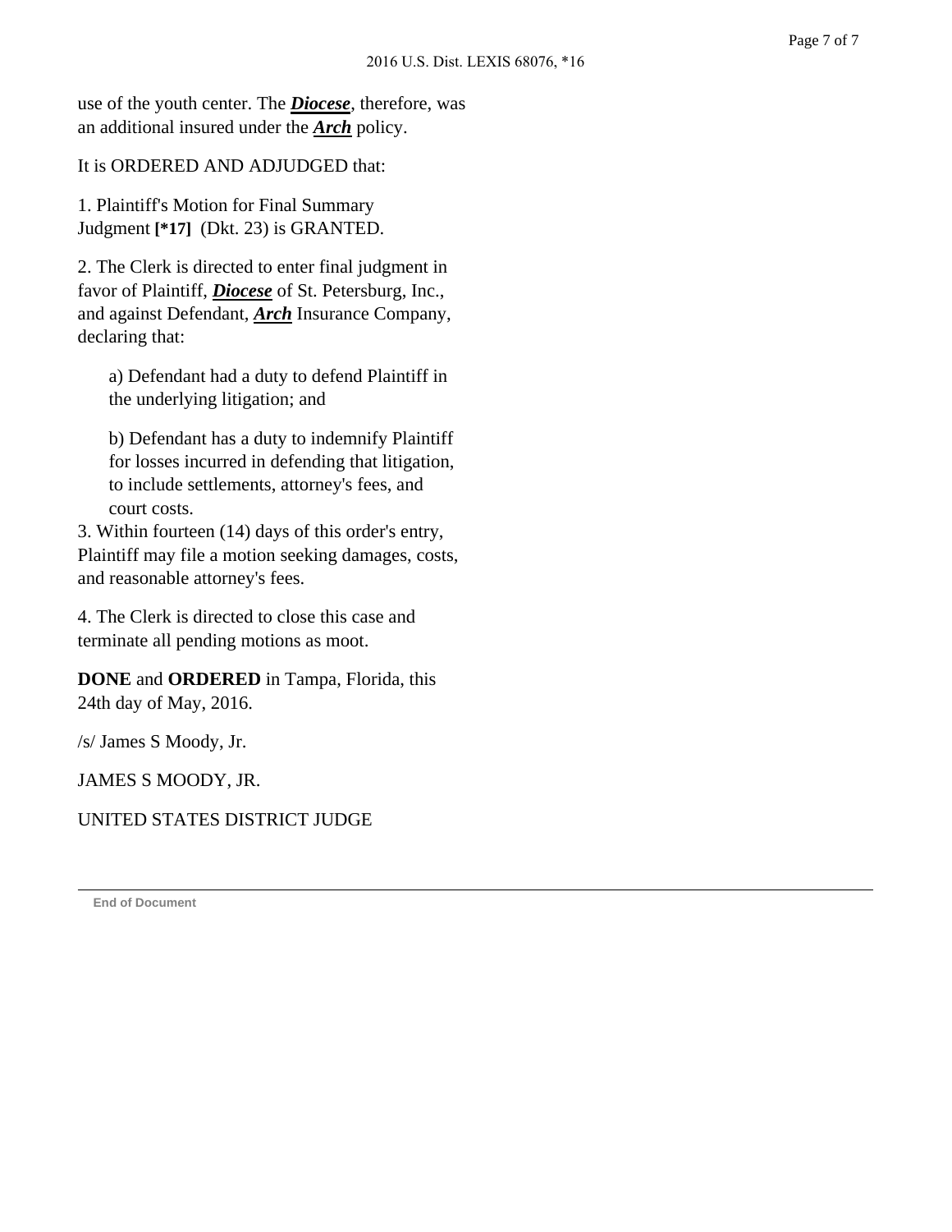use of the youth center. The ***Diocese***, therefore, was an additional insured under the ***Arch*** policy.

It is ORDERED AND ADJUDGED that:

1. Plaintiff's Motion for Final Summary Judgment **[*17]** (Dkt. 23) is GRANTED.

2. The Clerk is directed to enter final judgment in favor of Plaintiff, ***Diocese*** of St. Petersburg, Inc., and against Defendant, ***Arch*** Insurance Company, declaring that:

> a) Defendant had a duty to defend Plaintiff in the underlying litigation; and
>
> b) Defendant has a duty to indemnify Plaintiff for losses incurred in defending that litigation, to include settlements, attorney's fees, and court costs.

3. Within fourteen (14) days of this order's entry, Plaintiff may file a motion seeking damages, costs, and reasonable attorney's fees.

4. The Clerk is directed to close this case and terminate all pending motions as moot.

**DONE** and **ORDERED** in Tampa, Florida, this 24th day of May, 2016.

/s/ James S Moody, Jr.

JAMES S MOODY, JR.

UNITED STATES DISTRICT JUDGE

---

**End of Document**